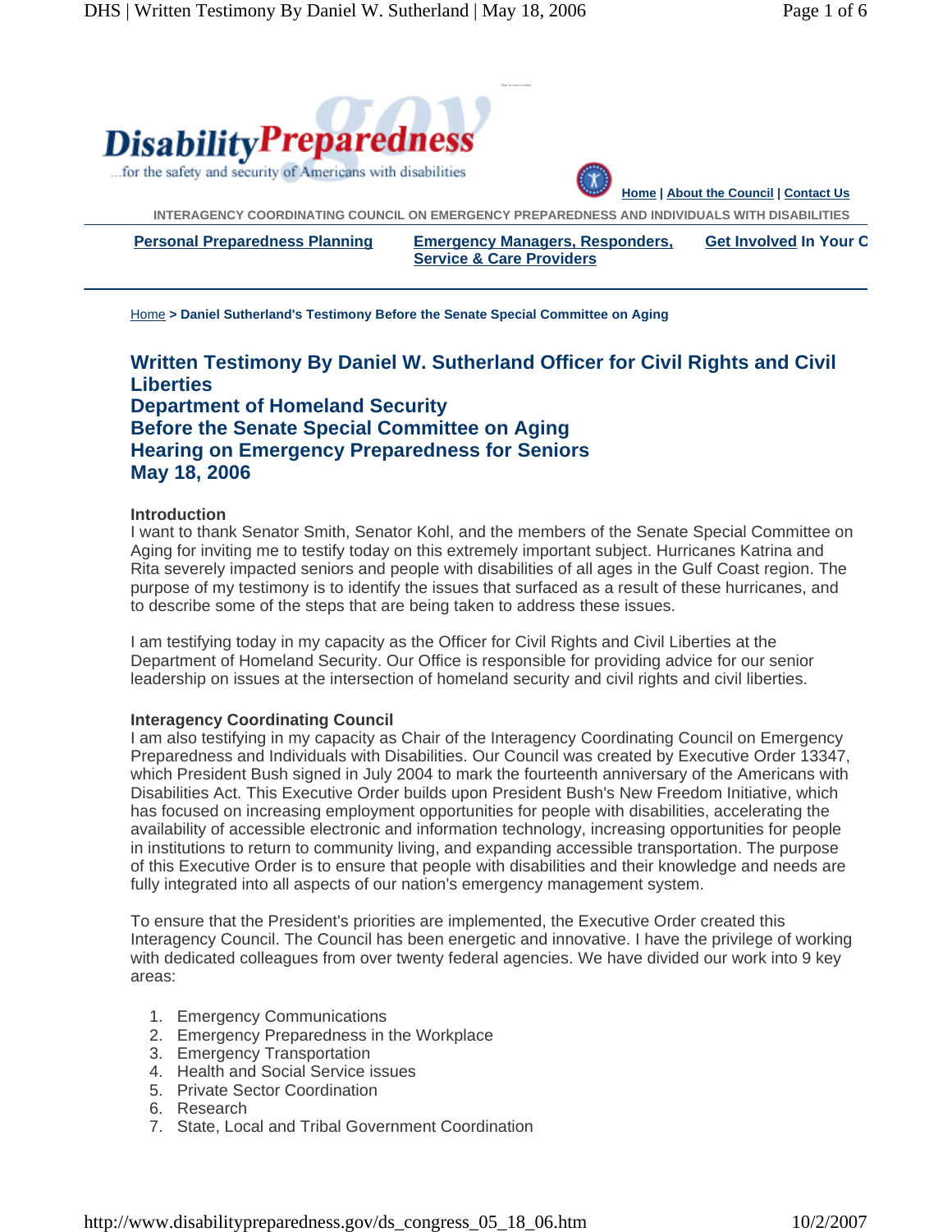DisabilityPreparedness

...for the safety and security of Americans with disabilities

Home | About the Council | Contact Us

INTERAGENCY COORDINATING COUNCIL ON EMERGENCY PREPAREDNESS AND INDIVIDUALS WITH DISABILITIES

Personal Preparedness Planning | Emergency Managers, Responders, Service & Care Providers | Get Involved In Your C

Home > **Daniel Sutherland's Testimony Before the Senate Special Committee on Aging**

# Written Testimony By Daniel W. Sutherland Officer for Civil Rights and Civil Liberties
# Department of Homeland Security
# Before the Senate Special Committee on Aging
# Hearing on Emergency Preparedness for Seniors
# May 18, 2006

**Introduction**

I want to thank Senator Smith, Senator Kohl, and the members of the Senate Special Committee on Aging for inviting me to testify today on this extremely important subject. Hurricanes Katrina and Rita severely impacted seniors and people with disabilities of all ages in the Gulf Coast region. The purpose of my testimony is to identify the issues that surfaced as a result of these hurricanes, and to describe some of the steps that are being taken to address these issues.

I am testifying today in my capacity as the Officer for Civil Rights and Civil Liberties at the Department of Homeland Security. Our Office is responsible for providing advice for our senior leadership on issues at the intersection of homeland security and civil rights and civil liberties.

**Interagency Coordinating Council**

I am also testifying in my capacity as Chair of the Interagency Coordinating Council on Emergency Preparedness and Individuals with Disabilities. Our Council was created by Executive Order 13347, which President Bush signed in July 2004 to mark the fourteenth anniversary of the Americans with Disabilities Act. This Executive Order builds upon President Bush's New Freedom Initiative, which has focused on increasing employment opportunities for people with disabilities, accelerating the availability of accessible electronic and information technology, increasing opportunities for people in institutions to return to community living, and expanding accessible transportation. The purpose of this Executive Order is to ensure that people with disabilities and their knowledge and needs are fully integrated into all aspects of our nation's emergency management system.

To ensure that the President's priorities are implemented, the Executive Order created this Interagency Council. The Council has been energetic and innovative. I have the privilege of working with dedicated colleagues from over twenty federal agencies. We have divided our work into 9 key areas:

1. Emergency Communications
2. Emergency Preparedness in the Workplace
3. Emergency Transportation
4. Health and Social Service issues
5. Private Sector Coordination
6. Research
7. State, Local and Tribal Government Coordination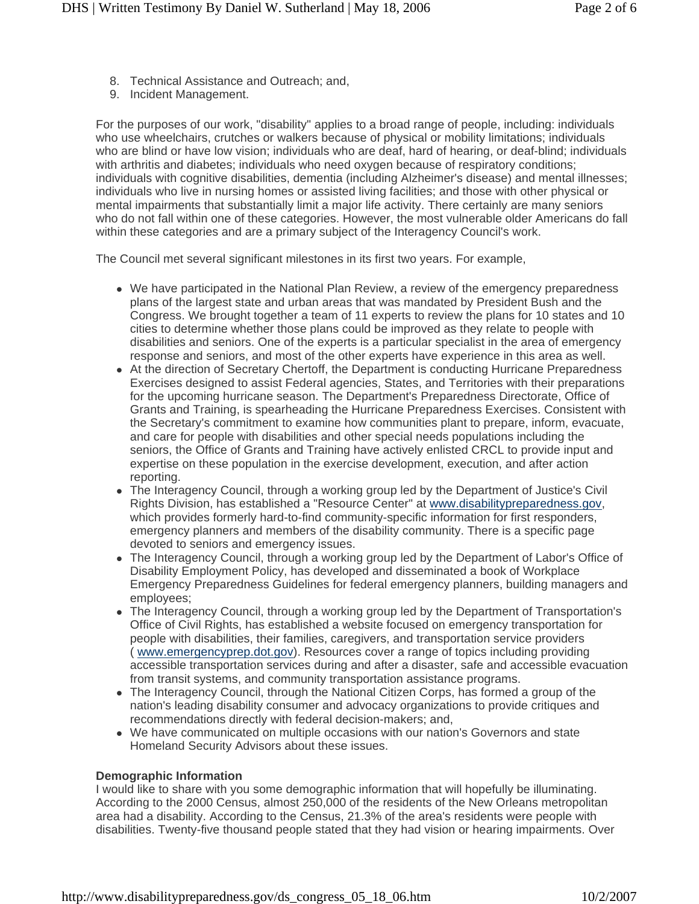8. Technical Assistance and Outreach; and,
9. Incident Management.

For the purposes of our work, "disability" applies to a broad range of people, including: individuals who use wheelchairs, crutches or walkers because of physical or mobility limitations; individuals who are blind or have low vision; individuals who are deaf, hard of hearing, or deaf-blind; individuals with arthritis and diabetes; individuals who need oxygen because of respiratory conditions; individuals with cognitive disabilities, dementia (including Alzheimer's disease) and mental illnesses; individuals who live in nursing homes or assisted living facilities; and those with other physical or mental impairments that substantially limit a major life activity. There certainly are many seniors who do not fall within one of these categories. However, the most vulnerable older Americans do fall within these categories and are a primary subject of the Interagency Council's work.

The Council met several significant milestones in its first two years. For example,

- We have participated in the National Plan Review, a review of the emergency preparedness plans of the largest state and urban areas that was mandated by President Bush and the Congress. We brought together a team of 11 experts to review the plans for 10 states and 10 cities to determine whether those plans could be improved as they relate to people with disabilities and seniors. One of the experts is a particular specialist in the area of emergency response and seniors, and most of the other experts have experience in this area as well.
- At the direction of Secretary Chertoff, the Department is conducting Hurricane Preparedness Exercises designed to assist Federal agencies, States, and Territories with their preparations for the upcoming hurricane season. The Department's Preparedness Directorate, Office of Grants and Training, is spearheading the Hurricane Preparedness Exercises. Consistent with the Secretary's commitment to examine how communities plant to prepare, inform, evacuate, and care for people with disabilities and other special needs populations including the seniors, the Office of Grants and Training have actively enlisted CRCL to provide input and expertise on these population in the exercise development, execution, and after action reporting.
- The Interagency Council, through a working group led by the Department of Justice's Civil Rights Division, has established a "Resource Center" at www.disabilitypreparedness.gov, which provides formerly hard-to-find community-specific information for first responders, emergency planners and members of the disability community. There is a specific page devoted to seniors and emergency issues.
- The Interagency Council, through a working group led by the Department of Labor's Office of Disability Employment Policy, has developed and disseminated a book of Workplace Emergency Preparedness Guidelines for federal emergency planners, building managers and employees;
- The Interagency Council, through a working group led by the Department of Transportation's Office of Civil Rights, has established a website focused on emergency transportation for people with disabilities, their families, caregivers, and transportation service providers ( www.emergencyprep.dot.gov). Resources cover a range of topics including providing accessible transportation services during and after a disaster, safe and accessible evacuation from transit systems, and community transportation assistance programs.
- The Interagency Council, through the National Citizen Corps, has formed a group of the nation's leading disability consumer and advocacy organizations to provide critiques and recommendations directly with federal decision-makers; and,
- We have communicated on multiple occasions with our nation's Governors and state Homeland Security Advisors about these issues.

**Demographic Information**

I would like to share with you some demographic information that will hopefully be illuminating. According to the 2000 Census, almost 250,000 of the residents of the New Orleans metropolitan area had a disability. According to the Census, 21.3% of the area's residents were people with disabilities. Twenty-five thousand people stated that they had vision or hearing impairments. Over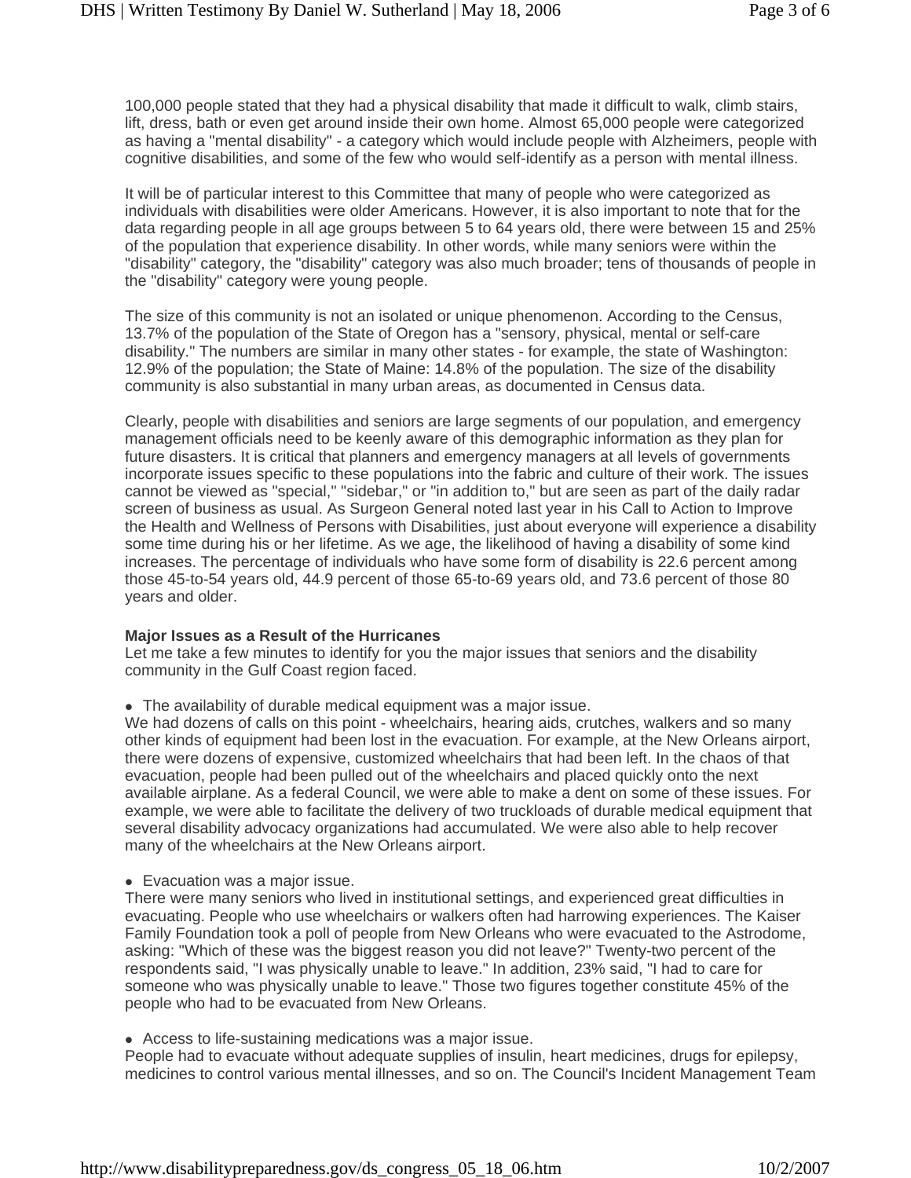100,000 people stated that they had a physical disability that made it difficult to walk, climb stairs, lift, dress, bath or even get around inside their own home. Almost 65,000 people were categorized as having a "mental disability" - a category which would include people with Alzheimers, people with cognitive disabilities, and some of the few who would self-identify as a person with mental illness.

It will be of particular interest to this Committee that many of people who were categorized as individuals with disabilities were older Americans. However, it is also important to note that for the data regarding people in all age groups between 5 to 64 years old, there were between 15 and 25% of the population that experience disability. In other words, while many seniors were within the "disability" category, the "disability" category was also much broader; tens of thousands of people in the "disability" category were young people.

The size of this community is not an isolated or unique phenomenon. According to the Census, 13.7% of the population of the State of Oregon has a "sensory, physical, mental or self-care disability." The numbers are similar in many other states - for example, the state of Washington: 12.9% of the population; the State of Maine: 14.8% of the population. The size of the disability community is also substantial in many urban areas, as documented in Census data.

Clearly, people with disabilities and seniors are large segments of our population, and emergency management officials need to be keenly aware of this demographic information as they plan for future disasters. It is critical that planners and emergency managers at all levels of governments incorporate issues specific to these populations into the fabric and culture of their work. The issues cannot be viewed as "special," "sidebar," or "in addition to," but are seen as part of the daily radar screen of business as usual. As Surgeon General noted last year in his Call to Action to Improve the Health and Wellness of Persons with Disabilities, just about everyone will experience a disability some time during his or her lifetime. As we age, the likelihood of having a disability of some kind increases. The percentage of individuals who have some form of disability is 22.6 percent among those 45-to-54 years old, 44.9 percent of those 65-to-69 years old, and 73.6 percent of those 80 years and older.

**Major Issues as a Result of the Hurricanes**

Let me take a few minutes to identify for you the major issues that seniors and the disability community in the Gulf Coast region faced.

- The availability of durable medical equipment was a major issue.

We had dozens of calls on this point - wheelchairs, hearing aids, crutches, walkers and so many other kinds of equipment had been lost in the evacuation. For example, at the New Orleans airport, there were dozens of expensive, customized wheelchairs that had been left. In the chaos of that evacuation, people had been pulled out of the wheelchairs and placed quickly onto the next available airplane. As a federal Council, we were able to make a dent on some of these issues. For example, we were able to facilitate the delivery of two truckloads of durable medical equipment that several disability advocacy organizations had accumulated. We were also able to help recover many of the wheelchairs at the New Orleans airport.

- Evacuation was a major issue.

There were many seniors who lived in institutional settings, and experienced great difficulties in evacuating. People who use wheelchairs or walkers often had harrowing experiences. The Kaiser Family Foundation took a poll of people from New Orleans who were evacuated to the Astrodome, asking: "Which of these was the biggest reason you did not leave?" Twenty-two percent of the respondents said, "I was physically unable to leave." In addition, 23% said, "I had to care for someone who was physically unable to leave." Those two figures together constitute 45% of the people who had to be evacuated from New Orleans.

- Access to life-sustaining medications was a major issue.

People had to evacuate without adequate supplies of insulin, heart medicines, drugs for epilepsy, medicines to control various mental illnesses, and so on. The Council's Incident Management Team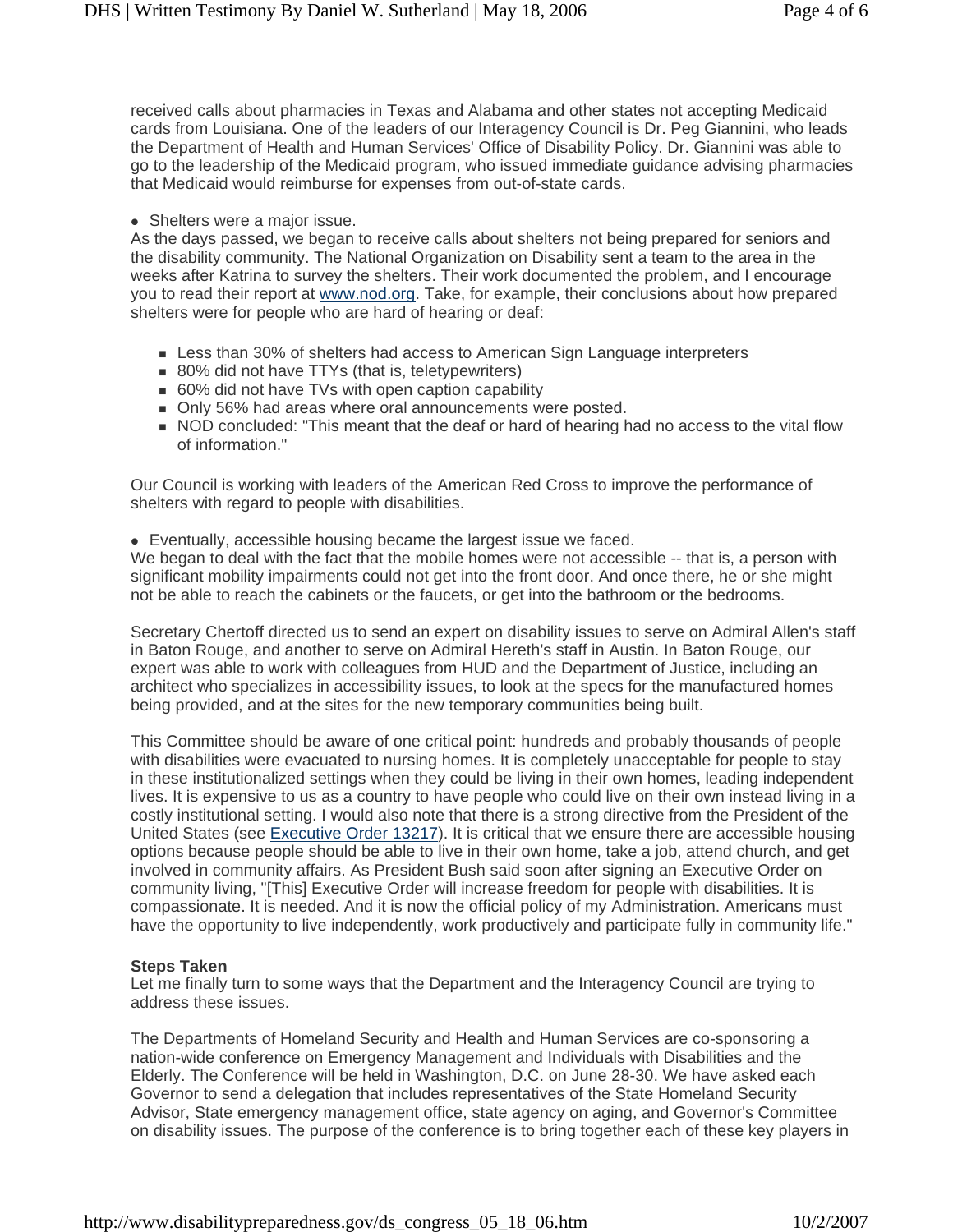received calls about pharmacies in Texas and Alabama and other states not accepting Medicaid cards from Louisiana. One of the leaders of our Interagency Council is Dr. Peg Giannini, who leads the Department of Health and Human Services' Office of Disability Policy. Dr. Giannini was able to go to the leadership of the Medicaid program, who issued immediate guidance advising pharmacies that Medicaid would reimburse for expenses from out-of-state cards.

- Shelters were a major issue.

As the days passed, we began to receive calls about shelters not being prepared for seniors and the disability community. The National Organization on Disability sent a team to the area in the weeks after Katrina to survey the shelters. Their work documented the problem, and I encourage you to read their report at www.nod.org. Take, for example, their conclusions about how prepared shelters were for people who are hard of hearing or deaf:

- Less than 30% of shelters had access to American Sign Language interpreters
- 80% did not have TTYs (that is, teletypewriters)
- 60% did not have TVs with open caption capability
- Only 56% had areas where oral announcements were posted.
- NOD concluded: "This meant that the deaf or hard of hearing had no access to the vital flow of information."

Our Council is working with leaders of the American Red Cross to improve the performance of shelters with regard to people with disabilities.

- Eventually, accessible housing became the largest issue we faced.

We began to deal with the fact that the mobile homes were not accessible -- that is, a person with significant mobility impairments could not get into the front door. And once there, he or she might not be able to reach the cabinets or the faucets, or get into the bathroom or the bedrooms.

Secretary Chertoff directed us to send an expert on disability issues to serve on Admiral Allen's staff in Baton Rouge, and another to serve on Admiral Hereth's staff in Austin. In Baton Rouge, our expert was able to work with colleagues from HUD and the Department of Justice, including an architect who specializes in accessibility issues, to look at the specs for the manufactured homes being provided, and at the sites for the new temporary communities being built.

This Committee should be aware of one critical point: hundreds and probably thousands of people with disabilities were evacuated to nursing homes. It is completely unacceptable for people to stay in these institutionalized settings when they could be living in their own homes, leading independent lives. It is expensive to us as a country to have people who could live on their own instead living in a costly institutional setting. I would also note that there is a strong directive from the President of the United States (see Executive Order 13217). It is critical that we ensure there are accessible housing options because people should be able to live in their own home, take a job, attend church, and get involved in community affairs. As President Bush said soon after signing an Executive Order on community living, "[This] Executive Order will increase freedom for people with disabilities. It is compassionate. It is needed. And it is now the official policy of my Administration. Americans must have the opportunity to live independently, work productively and participate fully in community life."

**Steps Taken**

Let me finally turn to some ways that the Department and the Interagency Council are trying to address these issues.

The Departments of Homeland Security and Health and Human Services are co-sponsoring a nation-wide conference on Emergency Management and Individuals with Disabilities and the Elderly. The Conference will be held in Washington, D.C. on June 28-30. We have asked each Governor to send a delegation that includes representatives of the State Homeland Security Advisor, State emergency management office, state agency on aging, and Governor's Committee on disability issues. The purpose of the conference is to bring together each of these key players in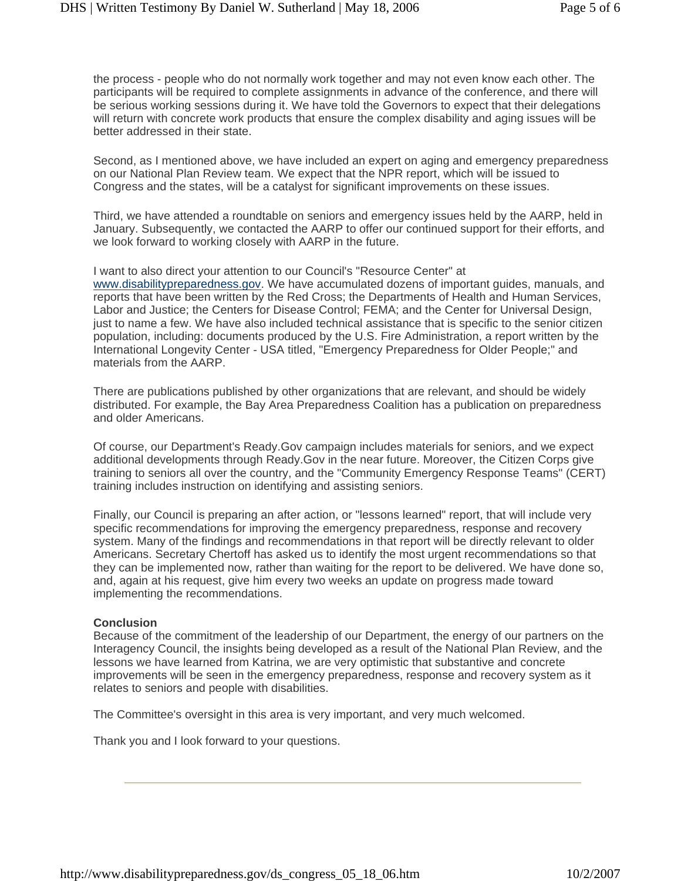the process - people who do not normally work together and may not even know each other. The participants will be required to complete assignments in advance of the conference, and there will be serious working sessions during it. We have told the Governors to expect that their delegations will return with concrete work products that ensure the complex disability and aging issues will be better addressed in their state.

Second, as I mentioned above, we have included an expert on aging and emergency preparedness on our National Plan Review team. We expect that the NPR report, which will be issued to Congress and the states, will be a catalyst for significant improvements on these issues.

Third, we have attended a roundtable on seniors and emergency issues held by the AARP, held in January. Subsequently, we contacted the AARP to offer our continued support for their efforts, and we look forward to working closely with AARP in the future.

I want to also direct your attention to our Council's "Resource Center" at [www.disabilitypreparedness.gov](http://www.disabilitypreparedness.gov). We have accumulated dozens of important guides, manuals, and reports that have been written by the Red Cross; the Departments of Health and Human Services, Labor and Justice; the Centers for Disease Control; FEMA; and the Center for Universal Design, just to name a few. We have also included technical assistance that is specific to the senior citizen population, including: documents produced by the U.S. Fire Administration, a report written by the International Longevity Center - USA titled, "Emergency Preparedness for Older People;" and materials from the AARP.

There are publications published by other organizations that are relevant, and should be widely distributed. For example, the Bay Area Preparedness Coalition has a publication on preparedness and older Americans.

Of course, our Department's Ready.Gov campaign includes materials for seniors, and we expect additional developments through Ready.Gov in the near future. Moreover, the Citizen Corps give training to seniors all over the country, and the "Community Emergency Response Teams" (CERT) training includes instruction on identifying and assisting seniors.

Finally, our Council is preparing an after action, or "lessons learned" report, that will include very specific recommendations for improving the emergency preparedness, response and recovery system. Many of the findings and recommendations in that report will be directly relevant to older Americans. Secretary Chertoff has asked us to identify the most urgent recommendations so that they can be implemented now, rather than waiting for the report to be delivered. We have done so, and, again at his request, give him every two weeks an update on progress made toward implementing the recommendations.

**Conclusion**

Because of the commitment of the leadership of our Department, the energy of our partners on the Interagency Council, the insights being developed as a result of the National Plan Review, and the lessons we have learned from Katrina, we are very optimistic that substantive and concrete improvements will be seen in the emergency preparedness, response and recovery system as it relates to seniors and people with disabilities.

The Committee's oversight in this area is very important, and very much welcomed.

Thank you and I look forward to your questions.

---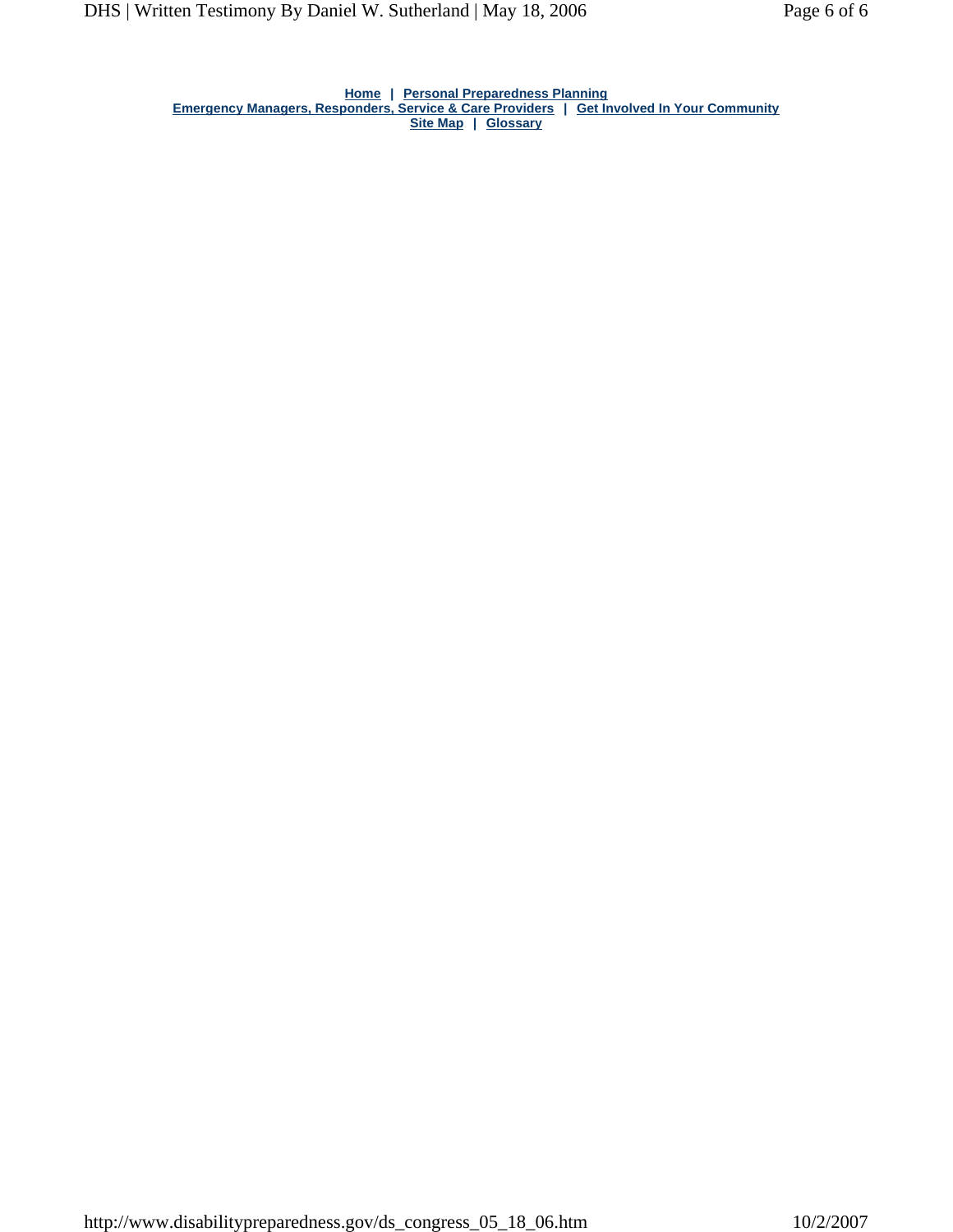Home | Personal Preparedness Planning
Emergency Managers, Responders, Service & Care Providers | Get Involved In Your Community
Site Map | Glossary